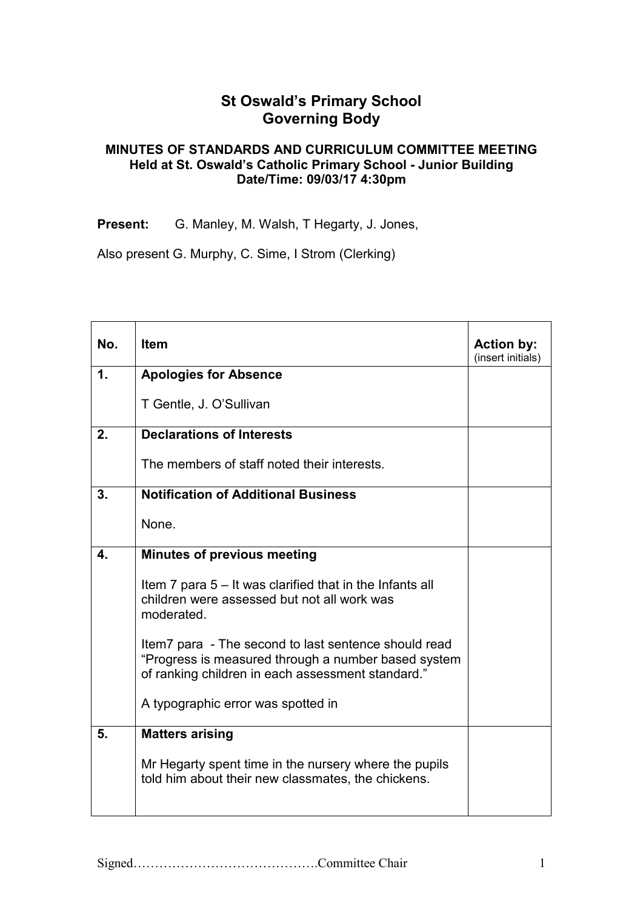# St Oswald's Primary School
# Governing Body

**MINUTES OF STANDARDS AND CURRICULUM COMMITTEE MEETING**
**Held at St. Oswald's Catholic Primary School - Junior Building**
**Date/Time: 09/03/17 4:30pm**

**Present:** G. Manley, M. Walsh, T Hegarty, J. Jones,

Also present G. Murphy, C. Sime, I Strom (Clerking)

| No. | Item | Action by: (insert initials) |
|---|---|---|
| 1. | **Apologies for Absence**<br><br>T Gentle, J. O'Sullivan | |
| 2. | **Declarations of Interests**<br><br>The members of staff noted their interests. | |
| 3. | **Notification of Additional Business**<br><br>None. | |
| 4. | **Minutes of previous meeting**<br><br>Item 7 para 5 – It was clarified that in the Infants all children were assessed but not all work was moderated.<br><br>Item7 para - The second to last sentence should read "Progress is measured through a number based system of ranking children in each assessment standard."<br><br>A typographic error was spotted in | |
| 5. | **Matters arising**<br><br>Mr Hegarty spent time in the nursery where the pupils told him about their new classmates, the chickens. | |

Signed……………………………………Committee Chair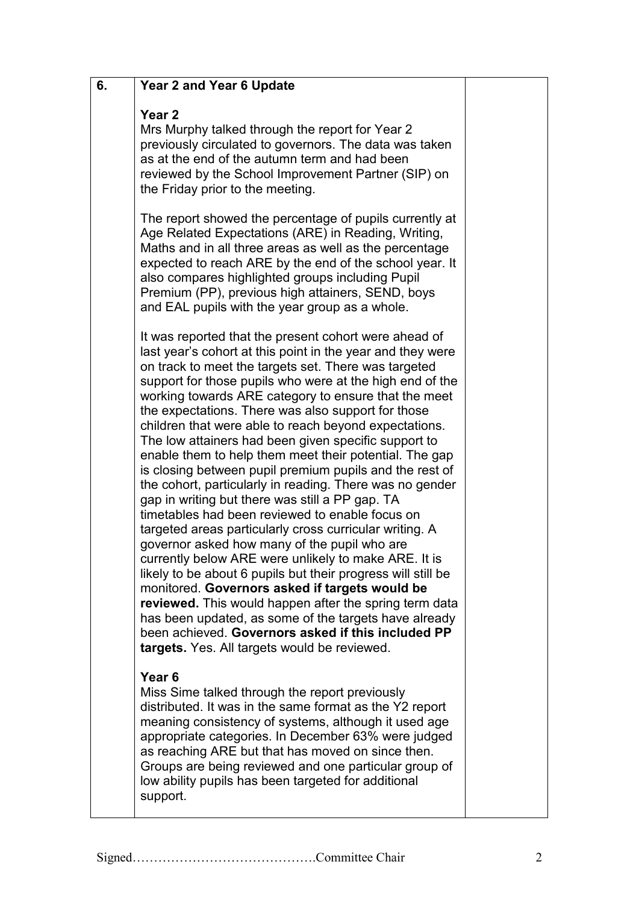| 6. | **Year 2 and Year 6 Update**<br><br>**Year 2**<br>Mrs Murphy talked through the report for Year 2 previously circulated to governors. The data was taken as at the end of the autumn term and had been reviewed by the School Improvement Partner (SIP) on the Friday prior to the meeting.<br><br>The report showed the percentage of pupils currently at Age Related Expectations (ARE) in Reading, Writing, Maths and in all three areas as well as the percentage expected to reach ARE by the end of the school year. It also compares highlighted groups including Pupil Premium (PP), previous high attainers, SEND, boys and EAL pupils with the year group as a whole.<br><br>It was reported that the present cohort were ahead of last year's cohort at this point in the year and they were on track to meet the targets set. There was targeted support for those pupils who were at the high end of the working towards ARE category to ensure that the meet the expectations. There was also support for those children that were able to reach beyond expectations. The low attainers had been given specific support to enable them to help them meet their potential. The gap is closing between pupil premium pupils and the rest of the cohort, particularly in reading. There was no gender gap in writing but there was still a PP gap. TA timetables had been reviewed to enable focus on targeted areas particularly cross curricular writing. A governor asked how many of the pupil who are currently below ARE were unlikely to make ARE. It is likely to be about 6 pupils but their progress will still be monitored. **Governors asked if targets would be reviewed.** This would happen after the spring term data has been updated, as some of the targets have already been achieved. **Governors asked if this included PP targets.** Yes. All targets would be reviewed.<br><br>**Year 6**<br>Miss Sime talked through the report previously distributed. It was in the same format as the Y2 report meaning consistency of systems, although it used age appropriate categories. In December 63% were judged as reaching ARE but that has moved on since then. Groups are being reviewed and one particular group of low ability pupils has been targeted for additional support. | |
|---|---|---|

Signed……………………………………Committee Chair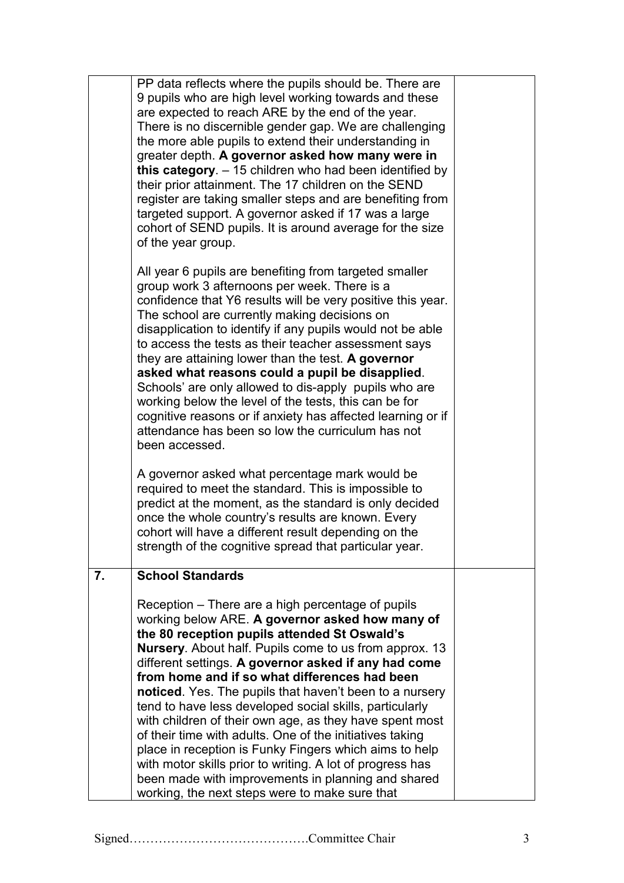|  |  |  |
|---|---|---|
|  | PP data reflects where the pupils should be. There are 9 pupils who are high level working towards and these are expected to reach ARE by the end of the year. There is no discernible gender gap. We are challenging the more able pupils to extend their understanding in greater depth. **A governor asked how many were in this category**. – 15 children who had been identified by their prior attainment. The 17 children on the SEND register are taking smaller steps and are benefiting from targeted support. A governor asked if 17 was a large cohort of SEND pupils. It is around average for the size of the year group.<br><br>All year 6 pupils are benefiting from targeted smaller group work 3 afternoons per week. There is a confidence that Y6 results will be very positive this year. The school are currently making decisions on disapplication to identify if any pupils would not be able to access the tests as their teacher assessment says they are attaining lower than the test. **A governor asked what reasons could a pupil be disapplied**. Schools' are only allowed to dis-apply pupils who are working below the level of the tests, this can be for cognitive reasons or if anxiety has affected learning or if attendance has been so low the curriculum has not been accessed.<br><br>A governor asked what percentage mark would be required to meet the standard. This is impossible to predict at the moment, as the standard is only decided once the whole country's results are known. Every cohort will have a different result depending on the strength of the cognitive spread that particular year. |  |
| **7.** | **School Standards**<br><br>Reception – There are a high percentage of pupils working below ARE. **A governor asked how many of the 80 reception pupils attended St Oswald's Nursery**. About half. Pupils come to us from approx. 13 different settings. **A governor asked if any had come from home and if so what differences had been noticed**. Yes. The pupils that haven't been to a nursery tend to have less developed social skills, particularly with children of their own age, as they have spent most of their time with adults. One of the initiatives taking place in reception is Funky Fingers which aims to help with motor skills prior to writing. A lot of progress has been made with improvements in planning and shared working, the next steps were to make sure that |  |

Signed…………………………………….Committee Chair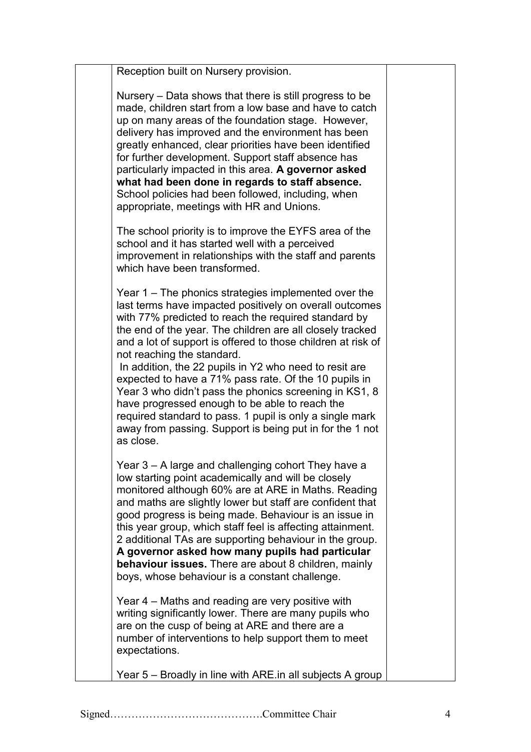Reception built on Nursery provision.

Nursery – Data shows that there is still progress to be made, children start from a low base and have to catch up on many areas of the foundation stage. However, delivery has improved and the environment has been greatly enhanced, clear priorities have been identified for further development. Support staff absence has particularly impacted in this area. **A governor asked what had been done in regards to staff absence.** School policies had been followed, including, when appropriate, meetings with HR and Unions.

The school priority is to improve the EYFS area of the school and it has started well with a perceived improvement in relationships with the staff and parents which have been transformed.

Year 1 – The phonics strategies implemented over the last terms have impacted positively on overall outcomes with 77% predicted to reach the required standard by the end of the year. The children are all closely tracked and a lot of support is offered to those children at risk of not reaching the standard.

In addition, the 22 pupils in Y2 who need to resit are expected to have a 71% pass rate. Of the 10 pupils in Year 3 who didn't pass the phonics screening in KS1, 8 have progressed enough to be able to reach the required standard to pass. 1 pupil is only a single mark away from passing. Support is being put in for the 1 not as close.

Year 3 – A large and challenging cohort They have a low starting point academically and will be closely monitored although 60% are at ARE in Maths. Reading and maths are slightly lower but staff are confident that good progress is being made. Behaviour is an issue in this year group, which staff feel is affecting attainment. 2 additional TAs are supporting behaviour in the group. **A governor asked how many pupils had particular behaviour issues.** There are about 8 children, mainly boys, whose behaviour is a constant challenge.

Year 4 – Maths and reading are very positive with writing significantly lower. There are many pupils who are on the cusp of being at ARE and there are a number of interventions to help support them to meet expectations.

Year 5 – Broadly in line with ARE.in all subjects A group

Signed…………………………………….Committee Chair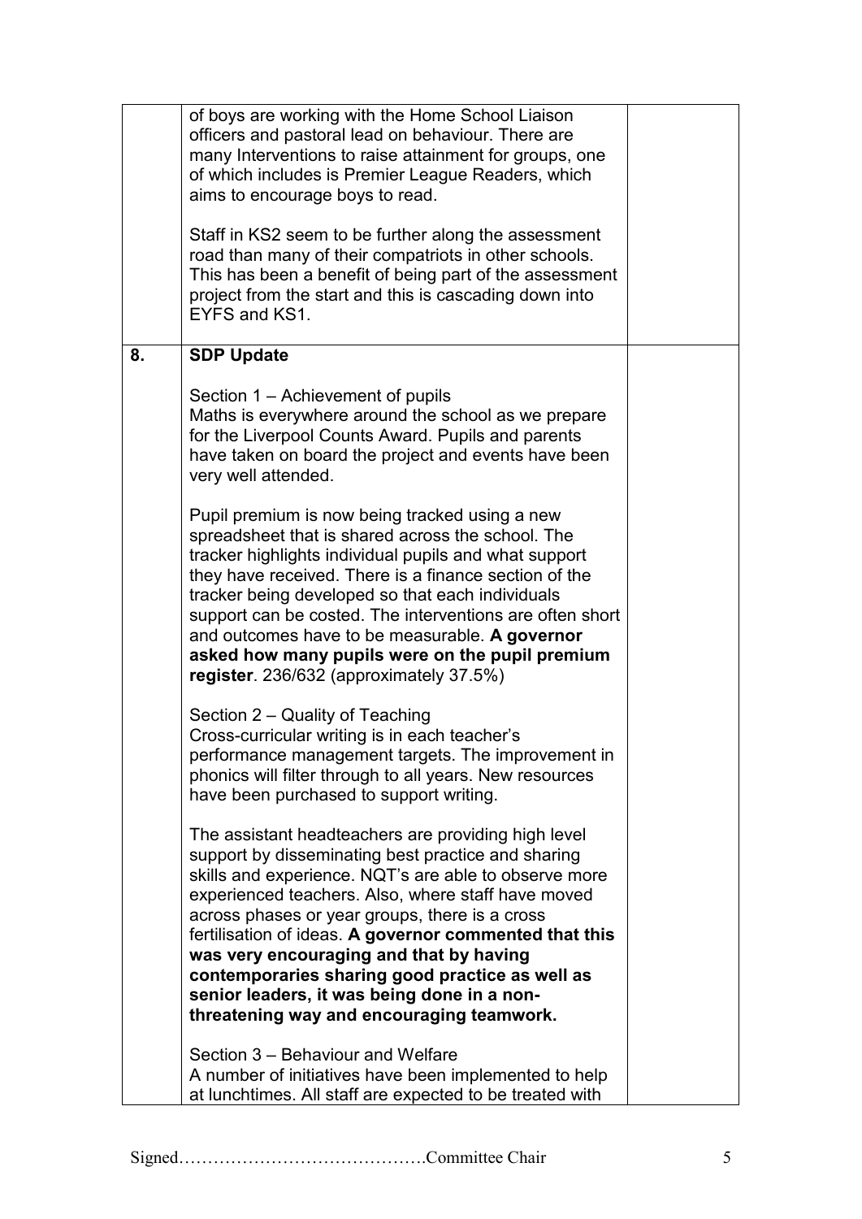| | | |
|---|---|---|
| | of boys are working with the Home School Liaison officers and pastoral lead on behaviour. There are many Interventions to raise attainment for groups, one of which includes is Premier League Readers, which aims to encourage boys to read.<br><br>Staff in KS2 seem to be further along the assessment road than many of their compatriots in other schools. This has been a benefit of being part of the assessment project from the start and this is cascading down into EYFS and KS1. | |
| **8.** | **SDP Update**<br><br>Section 1 – Achievement of pupils<br>Maths is everywhere around the school as we prepare for the Liverpool Counts Award. Pupils and parents have taken on board the project and events have been very well attended.<br><br>Pupil premium is now being tracked using a new spreadsheet that is shared across the school. The tracker highlights individual pupils and what support they have received. There is a finance section of the tracker being developed so that each individuals support can be costed. The interventions are often short and outcomes have to be measurable. **A governor asked how many pupils were on the pupil premium register**. 236/632 (approximately 37.5%)<br><br>Section 2 – Quality of Teaching<br>Cross-curricular writing is in each teacher's performance management targets. The improvement in phonics will filter through to all years. New resources have been purchased to support writing.<br><br>The assistant headteachers are providing high level support by disseminating best practice and sharing skills and experience. NQT's are able to observe more experienced teachers. Also, where staff have moved across phases or year groups, there is a cross fertilisation of ideas. **A governor commented that this was very encouraging and that by having contemporaries sharing good practice as well as senior leaders, it was being done in a non-threatening way and encouraging teamwork.**<br><br>Section 3 – Behaviour and Welfare<br>A number of initiatives have been implemented to help at lunchtimes. All staff are expected to be treated with | |

Signed…………………………………….Committee Chair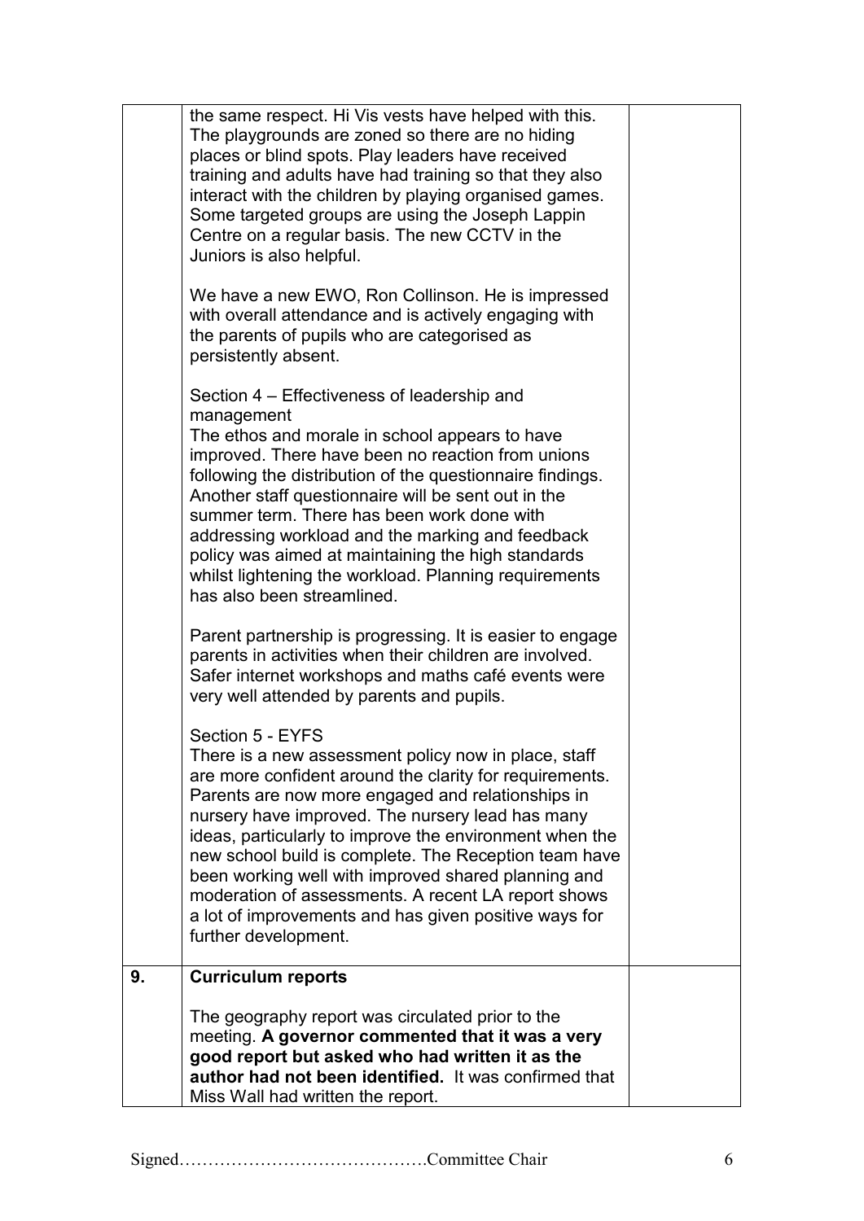| | | |
|---|---|---|
| | the same respect. Hi Vis vests have helped with this. The playgrounds are zoned so there are no hiding places or blind spots. Play leaders have received training and adults have had training so that they also interact with the children by playing organised games. Some targeted groups are using the Joseph Lappin Centre on a regular basis. The new CCTV in the Juniors is also helpful.<br><br>We have a new EWO, Ron Collinson. He is impressed with overall attendance and is actively engaging with the parents of pupils who are categorised as persistently absent.<br><br>Section 4 – Effectiveness of leadership and management<br>The ethos and morale in school appears to have improved. There have been no reaction from unions following the distribution of the questionnaire findings. Another staff questionnaire will be sent out in the summer term. There has been work done with addressing workload and the marking and feedback policy was aimed at maintaining the high standards whilst lightening the workload. Planning requirements has also been streamlined.<br><br>Parent partnership is progressing. It is easier to engage parents in activities when their children are involved. Safer internet workshops and maths café events were very well attended by parents and pupils.<br><br>Section 5 - EYFS<br>There is a new assessment policy now in place, staff are more confident around the clarity for requirements. Parents are now more engaged and relationships in nursery have improved. The nursery lead has many ideas, particularly to improve the environment when the new school build is complete. The Reception team have been working well with improved shared planning and moderation of assessments. A recent LA report shows a lot of improvements and has given positive ways for further development. | |
| **9.** | **Curriculum reports**<br><br>The geography report was circulated prior to the meeting. **A governor commented that it was a very good report but asked who had written it as the author had not been identified.** It was confirmed that Miss Wall had written the report. | |

Signed…………………………………….Committee Chair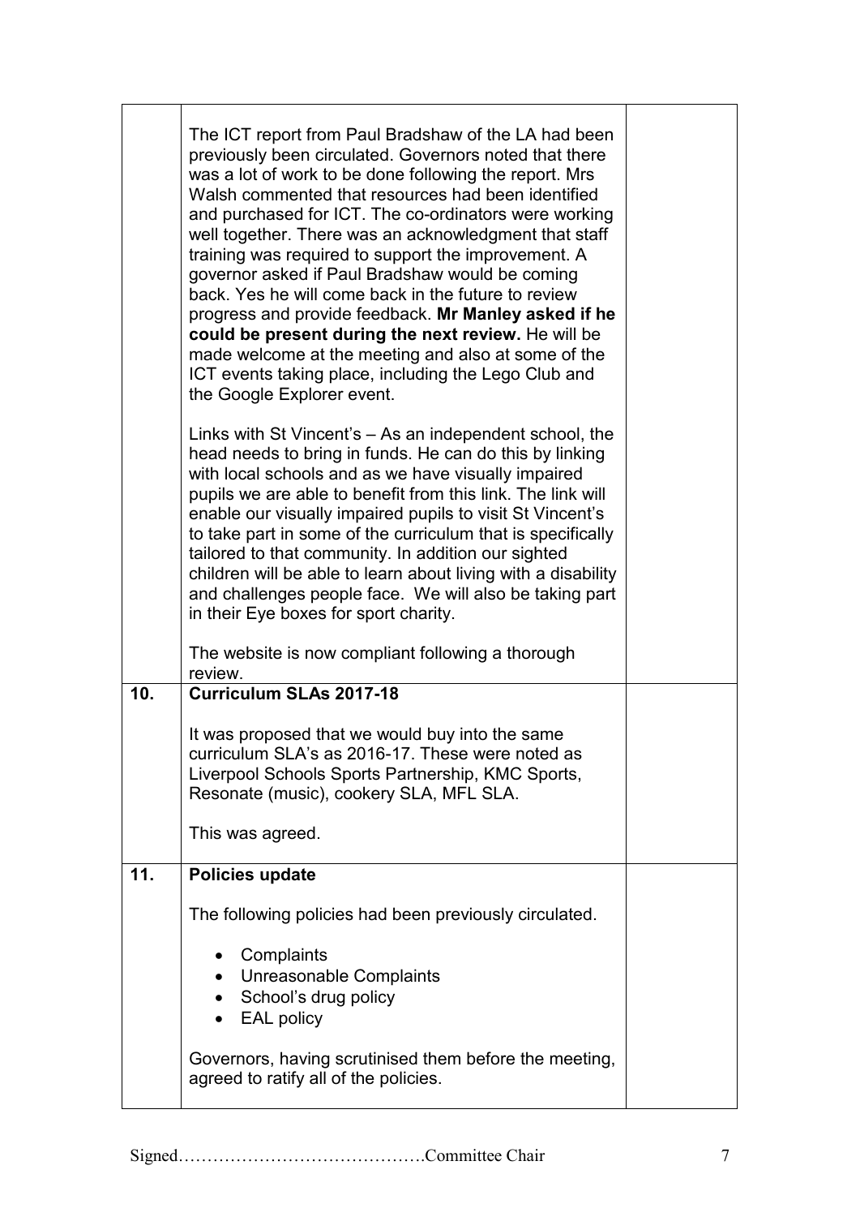| | | |
|---|---|---|
| | The ICT report from Paul Bradshaw of the LA had been previously been circulated. Governors noted that there was a lot of work to be done following the report. Mrs Walsh commented that resources had been identified and purchased for ICT. The co-ordinators were working well together. There was an acknowledgment that staff training was required to support the improvement. A governor asked if Paul Bradshaw would be coming back. Yes he will come back in the future to review progress and provide feedback. **Mr Manley asked if he could be present during the next review.** He will be made welcome at the meeting and also at some of the ICT events taking place, including the Lego Club and the Google Explorer event.<br><br>Links with St Vincent's – As an independent school, the head needs to bring in funds. He can do this by linking with local schools and as we have visually impaired pupils we are able to benefit from this link. The link will enable our visually impaired pupils to visit St Vincent's to take part in some of the curriculum that is specifically tailored to that community. In addition our sighted children will be able to learn about living with a disability and challenges people face. We will also be taking part in their Eye boxes for sport charity.<br><br>The website is now compliant following a thorough review. | |
| **10.** | **Curriculum SLAs 2017-18**<br><br>It was proposed that we would buy into the same curriculum SLA's as 2016-17. These were noted as Liverpool Schools Sports Partnership, KMC Sports, Resonate (music), cookery SLA, MFL SLA.<br><br>This was agreed. | |
| **11.** | **Policies update**<br><br>The following policies had been previously circulated.<br><br>• Complaints<br>• Unreasonable Complaints<br>• School's drug policy<br>• EAL policy<br><br>Governors, having scrutinised them before the meeting, agreed to ratify all of the policies. | |

Signed…………………………………….Committee Chair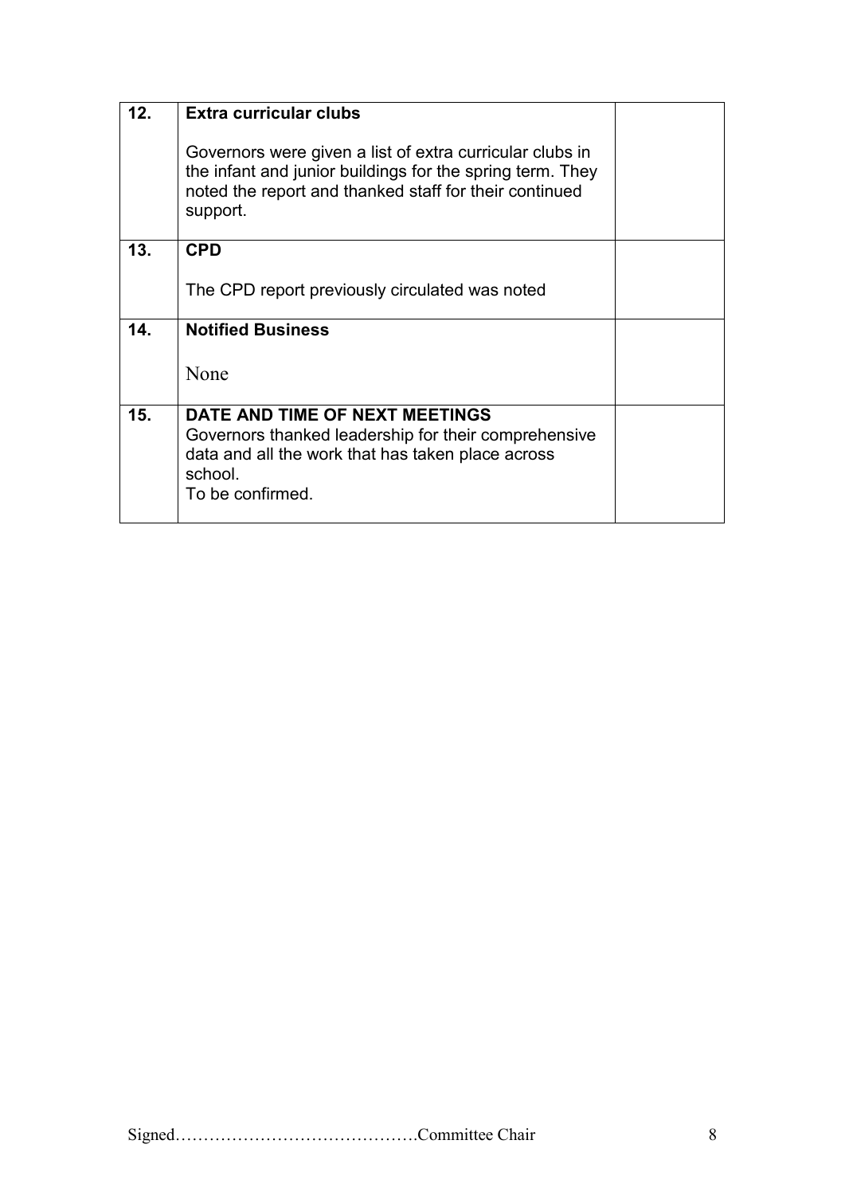| | | |
|---|---|---|
| **12.** | **Extra curricular clubs**<br><br>Governors were given a list of extra curricular clubs in the infant and junior buildings for the spring term. They noted the report and thanked staff for their continued support. | |
| **13.** | **CPD**<br><br>The CPD report previously circulated was noted | |
| **14.** | **Notified Business**<br><br>None | |
| **15.** | **DATE AND TIME OF NEXT MEETINGS**<br>Governors thanked leadership for their comprehensive data and all the work that has taken place across school.<br>To be confirmed. | |

Signed…………………………………….Committee Chair